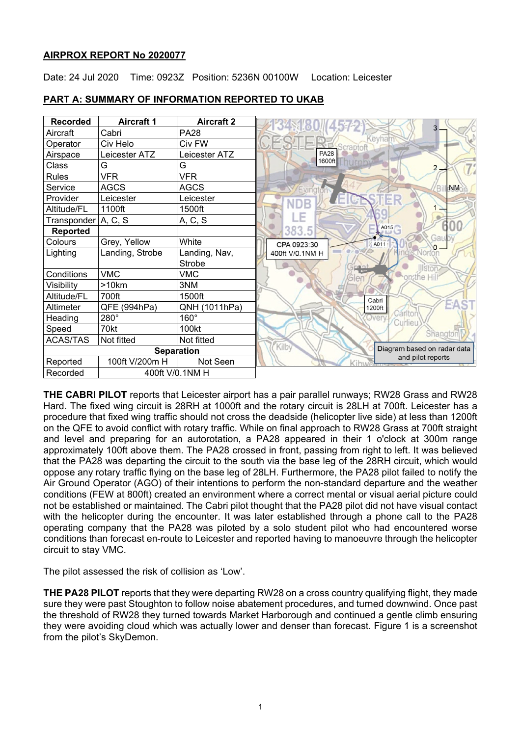## AIRPROX REPORT No 2020077

Date: 24 Jul 2020 Time: 0923Z Position: 5236N 00100W Location: Leicester

## PART A: SUMMARY OF INFORMATION REPORTED TO UKAB

| Recorded | Aircraft 1 | Aircraft 2 |
|---|---|---|
| Aircraft | Cabri | PA28 |
| Operator | Civ Helo | Civ FW |
| Airspace | Leicester ATZ | Leicester ATZ |
| Class | G | G |
| Rules | VFR | VFR |
| Service | AGCS | AGCS |
| Provider | Leicester | Leicester |
| Altitude/FL | 1100ft | 1500ft |
| Transponder | A, C, S | A, C, S |
| **Reported** | | |
| Colours | Grey, Yellow | White |
| Lighting | Landing, Strobe | Landing, Nav, Strobe |
| Conditions | VMC | VMC |
| Visibility | >10km | 3NM |
| Altitude/FL | 700ft | 1500ft |
| Altimeter | QFE (994hPa) | QNH (1011hPa) |
| Heading | 280° | 160° |
| Speed | 70kt | 100kt |
| ACAS/TAS | Not fitted | Not fitted |
| **Separation** | | |
| Reported | 100ft V/200m H | Not Seen |
| Recorded | 400ft V/0.1NM H | |

Diagram based on radar data and pilot reports

**THE CABRI PILOT** reports that Leicester airport has a pair parallel runways; RW28 Grass and RW28 Hard. The fixed wing circuit is 28RH at 1000ft and the rotary circuit is 28LH at 700ft. Leicester has a procedure that fixed wing traffic should not cross the deadside (helicopter live side) at less than 1200ft on the QFE to avoid conflict with rotary traffic. While on final approach to RW28 Grass at 700ft straight and level and preparing for an autorotation, a PA28 appeared in their 1 o'clock at 300m range approximately 100ft above them. The PA28 crossed in front, passing from right to left. It was believed that the PA28 was departing the circuit to the south via the base leg of the 28RH circuit, which would oppose any rotary traffic flying on the base leg of 28LH. Furthermore, the PA28 pilot failed to notify the Air Ground Operator (AGO) of their intentions to perform the non-standard departure and the weather conditions (FEW at 800ft) created an environment where a correct mental or visual aerial picture could not be established or maintained. The Cabri pilot thought that the PA28 pilot did not have visual contact with the helicopter during the encounter. It was later established through a phone call to the PA28 operating company that the PA28 was piloted by a solo student pilot who had encountered worse conditions than forecast en-route to Leicester and reported having to manoeuvre through the helicopter circuit to stay VMC.

The pilot assessed the risk of collision as 'Low'.

**THE PA28 PILOT** reports that they were departing RW28 on a cross country qualifying flight, they made sure they were past Stoughton to follow noise abatement procedures, and turned downwind. Once past the threshold of RW28 they turned towards Market Harborough and continued a gentle climb ensuring they were avoiding cloud which was actually lower and denser than forecast. Figure 1 is a screenshot from the pilot's SkyDemon.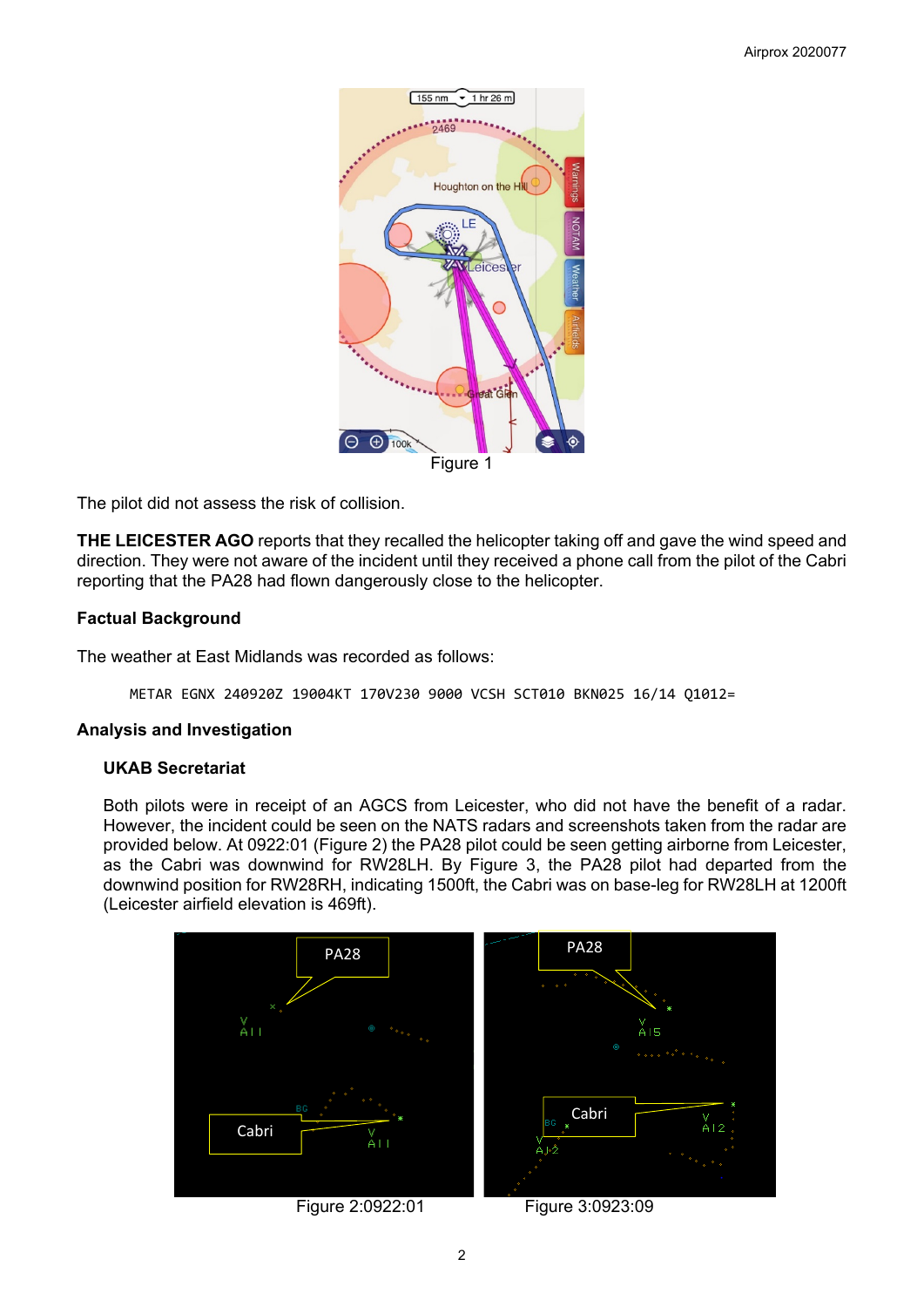Figure 1

The pilot did not assess the risk of collision.

**THE LEICESTER AGO** reports that they recalled the helicopter taking off and gave the wind speed and direction. They were not aware of the incident until they received a phone call from the pilot of the Cabri reporting that the PA28 had flown dangerously close to the helicopter.

### Factual Background

The weather at East Midlands was recorded as follows:

```
METAR EGNX 240920Z 19004KT 170V230 9000 VCSH SCT010 BKN025 16/14 Q1012=
```

### Analysis and Investigation

#### UKAB Secretariat

Both pilots were in receipt of an AGCS from Leicester, who did not have the benefit of a radar. However, the incident could be seen on the NATS radars and screenshots taken from the radar are provided below. At 0922:01 (Figure 2) the PA28 pilot could be seen getting airborne from Leicester, as the Cabri was downwind for RW28LH. By Figure 3, the PA28 pilot had departed from the downwind position for RW28RH, indicating 1500ft, the Cabri was on base-leg for RW28LH at 1200ft (Leicester airfield elevation is 469ft).

Figure 2:0922:01

Figure 3:0923:09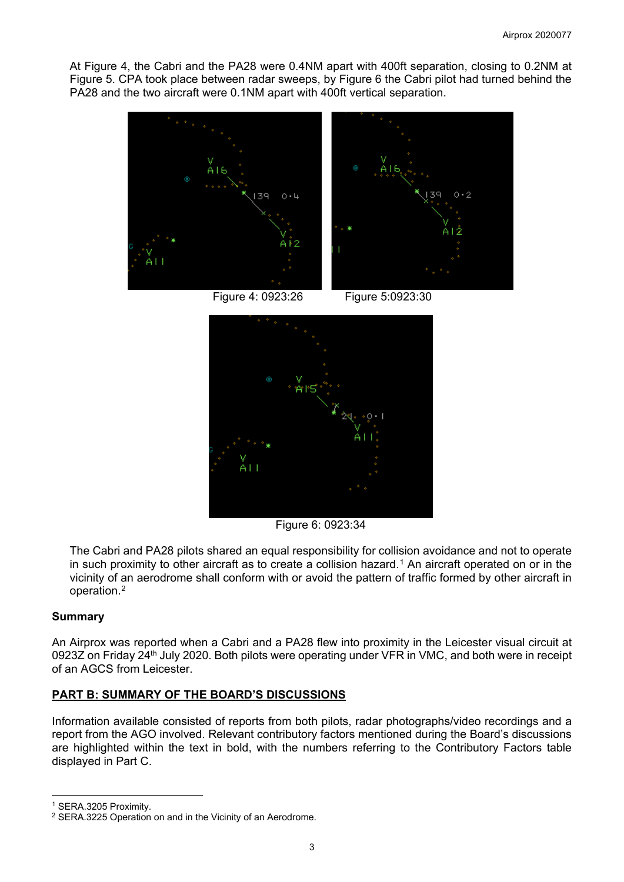At Figure 4, the Cabri and the PA28 were 0.4NM apart with 400ft separation, closing to 0.2NM at Figure 5. CPA took place between radar sweeps, by Figure 6 the Cabri pilot had turned behind the PA28 and the two aircraft were 0.1NM apart with 400ft vertical separation.

Figure 4: 0923:26

Figure 5:0923:30

Figure 6: 0923:34

The Cabri and PA28 pilots shared an equal responsibility for collision avoidance and not to operate in such proximity to other aircraft as to create a collision hazard.[1] An aircraft operated on or in the vicinity of an aerodrome shall conform with or avoid the pattern of traffic formed by other aircraft in operation.[2]

## Summary

An Airprox was reported when a Cabri and a PA28 flew into proximity in the Leicester visual circuit at 0923Z on Friday 24th July 2020. Both pilots were operating under VFR in VMC, and both were in receipt of an AGCS from Leicester.

## PART B: SUMMARY OF THE BOARD'S DISCUSSIONS

Information available consisted of reports from both pilots, radar photographs/video recordings and a report from the AGO involved. Relevant contributory factors mentioned during the Board's discussions are highlighted within the text in bold, with the numbers referring to the Contributory Factors table displayed in Part C.

---

[1] SERA.3205 Proximity.

[2] SERA.3225 Operation on and in the Vicinity of an Aerodrome.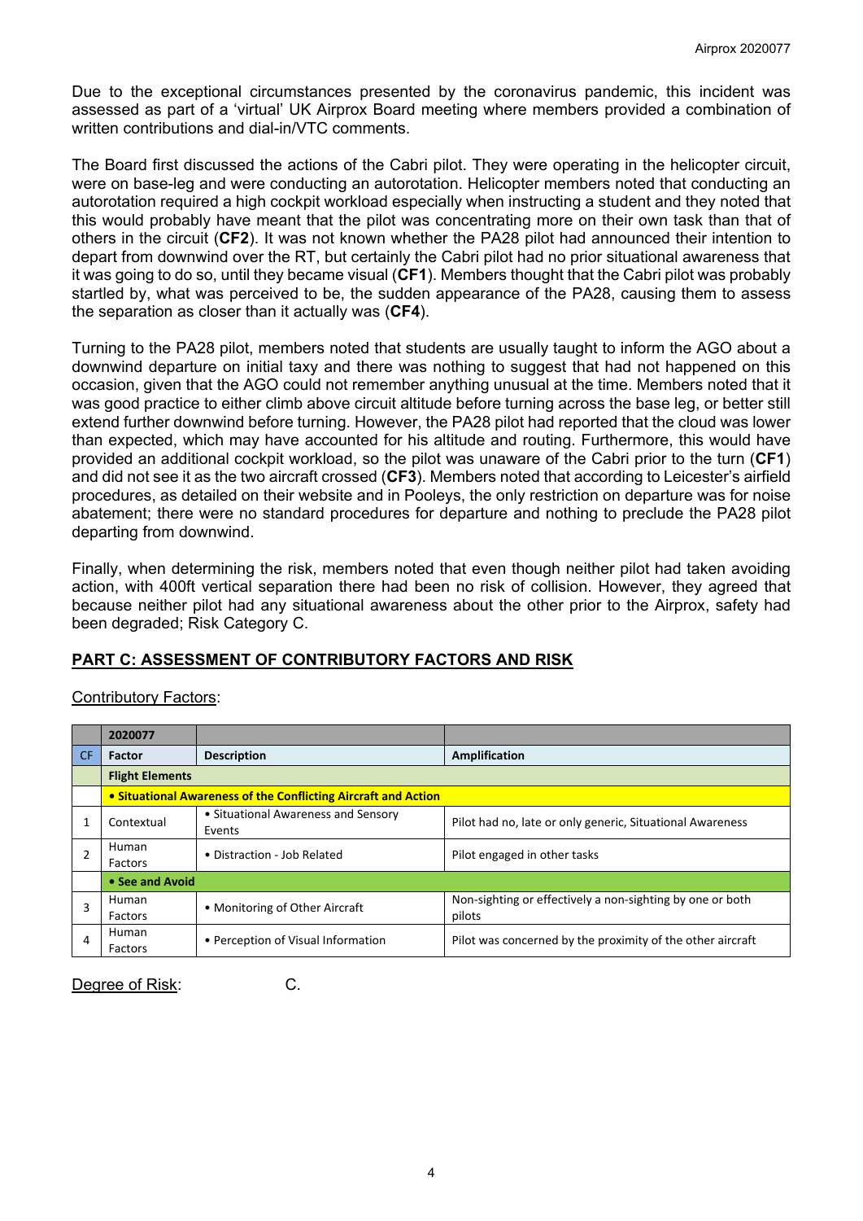Due to the exceptional circumstances presented by the coronavirus pandemic, this incident was assessed as part of a 'virtual' UK Airprox Board meeting where members provided a combination of written contributions and dial-in/VTC comments.

The Board first discussed the actions of the Cabri pilot. They were operating in the helicopter circuit, were on base-leg and were conducting an autorotation. Helicopter members noted that conducting an autorotation required a high cockpit workload especially when instructing a student and they noted that this would probably have meant that the pilot was concentrating more on their own task than that of others in the circuit (**CF2**). It was not known whether the PA28 pilot had announced their intention to depart from downwind over the RT, but certainly the Cabri pilot had no prior situational awareness that it was going to do so, until they became visual (**CF1**). Members thought that the Cabri pilot was probably startled by, what was perceived to be, the sudden appearance of the PA28, causing them to assess the separation as closer than it actually was (**CF4**).

Turning to the PA28 pilot, members noted that students are usually taught to inform the AGO about a downwind departure on initial taxy and there was nothing to suggest that had not happened on this occasion, given that the AGO could not remember anything unusual at the time. Members noted that it was good practice to either climb above circuit altitude before turning across the base leg, or better still extend further downwind before turning. However, the PA28 pilot had reported that the cloud was lower than expected, which may have accounted for his altitude and routing. Furthermore, this would have provided an additional cockpit workload, so the pilot was unaware of the Cabri prior to the turn (**CF1**) and did not see it as the two aircraft crossed (**CF3**). Members noted that according to Leicester's airfield procedures, as detailed on their website and in Pooleys, the only restriction on departure was for noise abatement; there were no standard procedures for departure and nothing to preclude the PA28 pilot departing from downwind.

Finally, when determining the risk, members noted that even though neither pilot had taken avoiding action, with 400ft vertical separation there had been no risk of collision. However, they agreed that because neither pilot had any situational awareness about the other prior to the Airprox, safety had been degraded; Risk Category C.

## PART C: ASSESSMENT OF CONTRIBUTORY FACTORS AND RISK

Contributory Factors:

| | 2020077 | | |
|---|---|---|---|
| CF | Factor | Description | Amplification |
| | **Flight Elements** | | |
| | **• Situational Awareness of the Conflicting Aircraft and Action** | | |
| 1 | Contextual | • Situational Awareness and Sensory Events | Pilot had no, late or only generic, Situational Awareness |
| 2 | Human Factors | • Distraction - Job Related | Pilot engaged in other tasks |
| | **• See and Avoid** | | |
| 3 | Human Factors | • Monitoring of Other Aircraft | Non-sighting or effectively a non-sighting by one or both pilots |
| 4 | Human Factors | • Perception of Visual Information | Pilot was concerned by the proximity of the other aircraft |

Degree of Risk: C.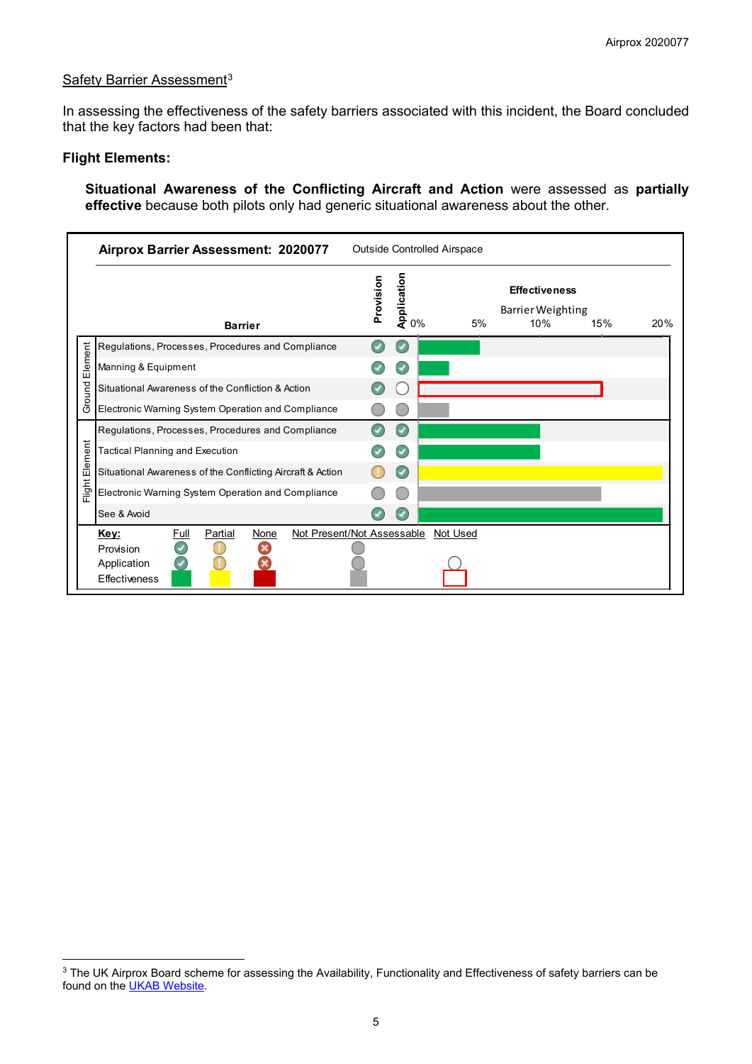## Safety Barrier Assessment[3]

In assessing the effectiveness of the safety barriers associated with this incident, the Board concluded that the key factors had been that:

**Flight Elements:**

**Situational Awareness of the Conflicting Aircraft and Action** were assessed as **partially effective** because both pilots only had generic situational awareness about the other.

Airprox Barrier Assessment: 2020077

Outside Controlled Airspace

Barrier

Provision

Application

Effectiveness

Barrier Weighting

0%

5%

10%

15%

20%

Ground Element

Regulations, Processes, Procedures and Compliance

Manning & Equipment

Situational Awareness of the Confliction & Action

Electronic Warning System Operation and Compliance

Flight Element

Regulations, Processes, Procedures and Compliance

Tactical Planning and Execution

Situational Awareness of the Conflicting Aircraft & Action

Electronic Warning System Operation and Compliance

See & Avoid

Key: Full Partial None Not Present/Not Assessable Not Used

Provision

Application

Effectiveness

---

[3] The UK Airprox Board scheme for assessing the Availability, Functionality and Effectiveness of safety barriers can be found on the UKAB Website.